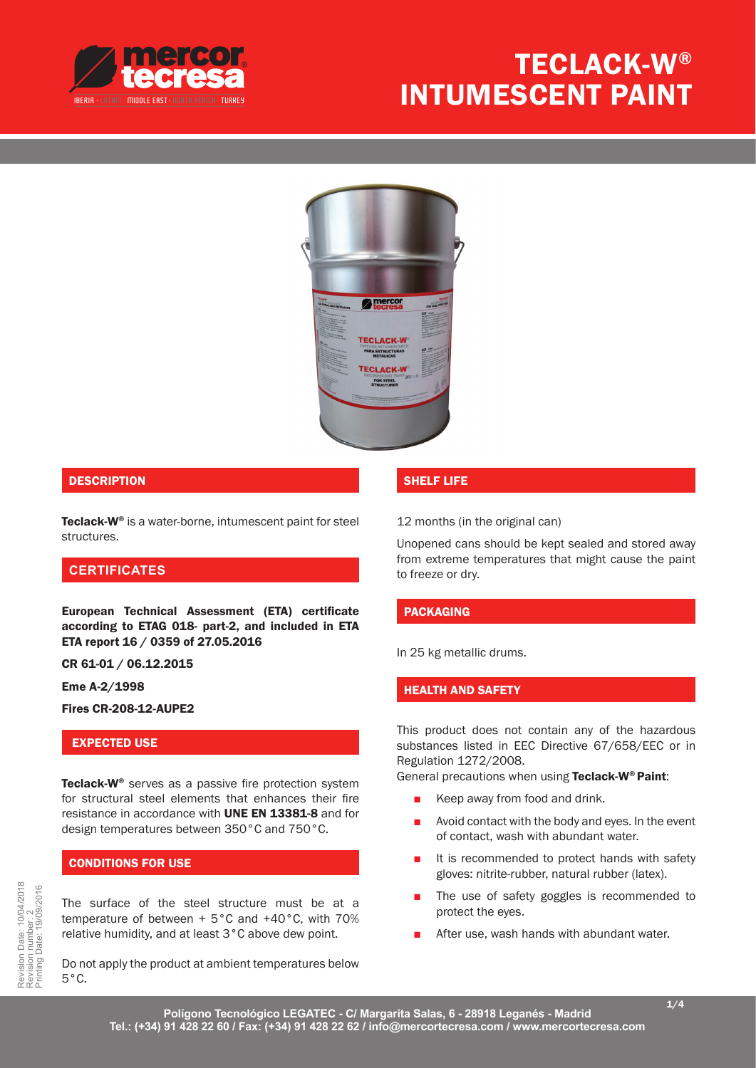# TECLACK-W® INTUMESCENT PAINT

## DESCRIPTION

**Teclack-W®** is a water-borne, intumescent paint for steel structures.

## CERTIFICATES

**European Technical Assessment (ETA) certificate according to ETAG 018- part-2, and included in ETA ETA report 16 / 0359 of 27.05.2016**

**CR 61-01 / 06.12.2015**

**Eme A-2/1998**

**Fires CR-208-12-AUPE2**

## EXPECTED USE

**Teclack-W®** serves as a passive fire protection system for structural steel elements that enhances their fire resistance in accordance with **UNE EN 13381-8** and for design temperatures between 350°C and 750°C.

## CONDITIONS FOR USE

The surface of the steel structure must be at a temperature of between + 5°C and +40°C, with 70% relative humidity, and at least 3°C above dew point.

Do not apply the product at ambient temperatures below 5°C.

## SHELF LIFE

12 months (in the original can)

Unopened cans should be kept sealed and stored away from extreme temperatures that might cause the paint to freeze or dry.

## PACKAGING

In 25 kg metallic drums.

## HEALTH AND SAFETY

This product does not contain any of the hazardous substances listed in EEC Directive 67/658/EEC or in Regulation 1272/2008.
General precautions when using **Teclack-W® Paint**:

- Keep away from food and drink.
- Avoid contact with the body and eyes. In the event of contact, wash with abundant water.
- It is recommended to protect hands with safety gloves: nitrite-rubber, natural rubber (latex).
- The use of safety goggles is recommended to protect the eyes.
- After use, wash hands with abundant water.

Revision Date: 10/04/2018
Revision number: 2
Printing Date: 19/09/2016

**Polígono Tecnológico LEGATEC - C/ Margarita Salas, 6 - 28918 Leganés - Madrid**
**Tel.: (+34) 91 428 22 60 / Fax: (+34) 91 428 22 62 / info@mercortecresa.com / www.mercortecresa.com**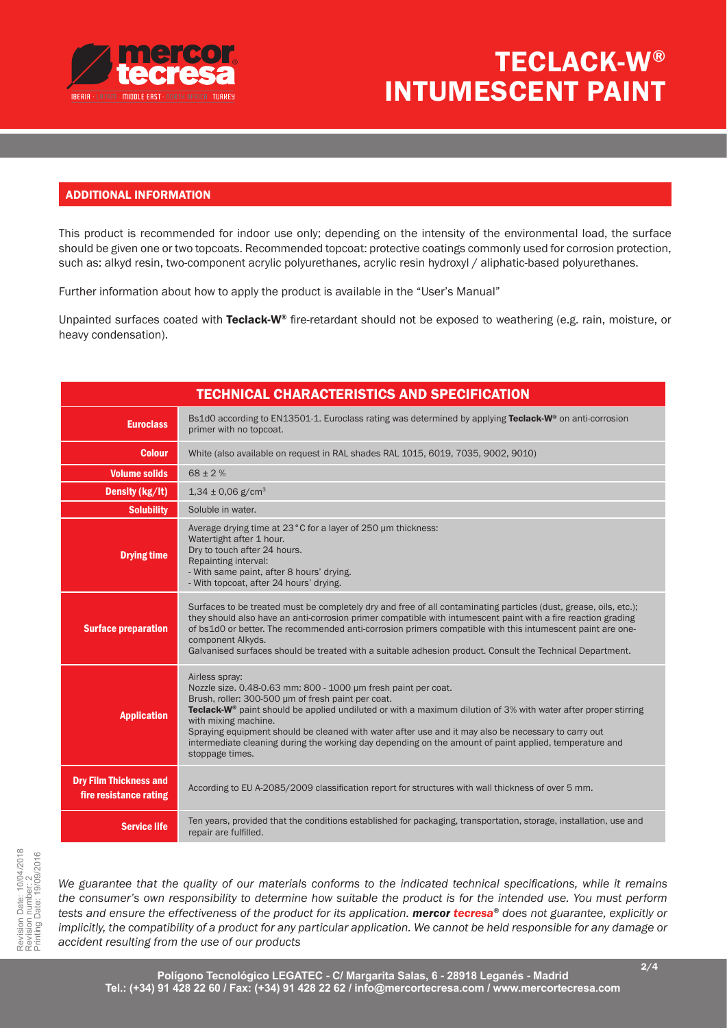# TECLACK-W® INTUMESCENT PAINT

## ADDITIONAL INFORMATION

This product is recommended for indoor use only; depending on the intensity of the environmental load, the surface should be given one or two topcoats. Recommended topcoat: protective coatings commonly used for corrosion protection, such as: alkyd resin, two-component acrylic polyurethanes, acrylic resin hydroxyl / aliphatic-based polyurethanes.

Further information about how to apply the product is available in the “User’s Manual”

Unpainted surfaces coated with **Teclack-W®** fire-retardant should not be exposed to weathering (e.g. rain, moisture, or heavy condensation).

| TECHNICAL CHARACTERISTICS AND SPECIFICATION | |
|---|---|
| **Euroclass** | Bs1d0 according to EN13501-1. Euroclass rating was determined by applying **Teclack-W®** on anti-corrosion primer with no topcoat. |
| **Colour** | White (also available on request in RAL shades RAL 1015, 6019, 7035, 9002, 9010) |
| **Volume solids** | 68 ± 2 % |
| **Density (kg/lt)** | 1,34 ± 0,06 g/cm³ |
| **Solubility** | Soluble in water. |
| **Drying time** | Average drying time at 23 °C for a layer of 250 μm thickness:<br>Watertight after 1 hour.<br>Dry to touch after 24 hours.<br>Repainting interval:<br>- With same paint, after 8 hours’ drying.<br>- With topcoat, after 24 hours’ drying. |
| **Surface preparation** | Surfaces to be treated must be completely dry and free of all contaminating particles (dust, grease, oils, etc.); they should also have an anti-corrosion primer compatible with intumescent paint with a fire reaction grading of bs1d0 or better. The recommended anti-corrosion primers compatible with this intumescent paint are one-component Alkyds.<br>Galvanised surfaces should be treated with a suitable adhesion product. Consult the Technical Department. |
| **Application** | Airless spray:<br>Nozzle size. 0.48-0.63 mm: 800 - 1000 μm fresh paint per coat.<br>Brush, roller: 300-500 μm of fresh paint per coat.<br>**Teclack-W®** paint should be applied undiluted or with a maximum dilution of 3% with water after proper stirring with mixing machine.<br>Spraying equipment should be cleaned with water after use and it may also be necessary to carry out intermediate cleaning during the working day depending on the amount of paint applied, temperature and stoppage times. |
| **Dry Film Thickness and fire resistance rating** | According to EU A-2085/2009 classification report for structures with wall thickness of over 5 mm. |
| **Service life** | Ten years, provided that the conditions established for packaging, transportation, storage, installation, use and repair are fulfilled. |

*We guarantee that the quality of our materials conforms to the indicated technical specifications, while it remains the consumer’s own responsibility to determine how suitable the product is for the intended use. You must perform tests and ensure the effectiveness of the product for its application. **mercor tecresa®** does not guarantee, explicitly or implicitly, the compatibility of a product for any particular application. We cannot be held responsible for any damage or accident resulting from the use of our products*

Revision Date: 10/04/2018
Revision number: 2
Printing Date: 19/09/2016

Polígono Tecnológico LEGATEC - C/ Margarita Salas, 6 - 28918 Leganés - Madrid
Tel.: (+34) 91 428 22 60 / Fax: (+34) 91 428 22 62 / info@mercortecresa.com / www.mercortecresa.com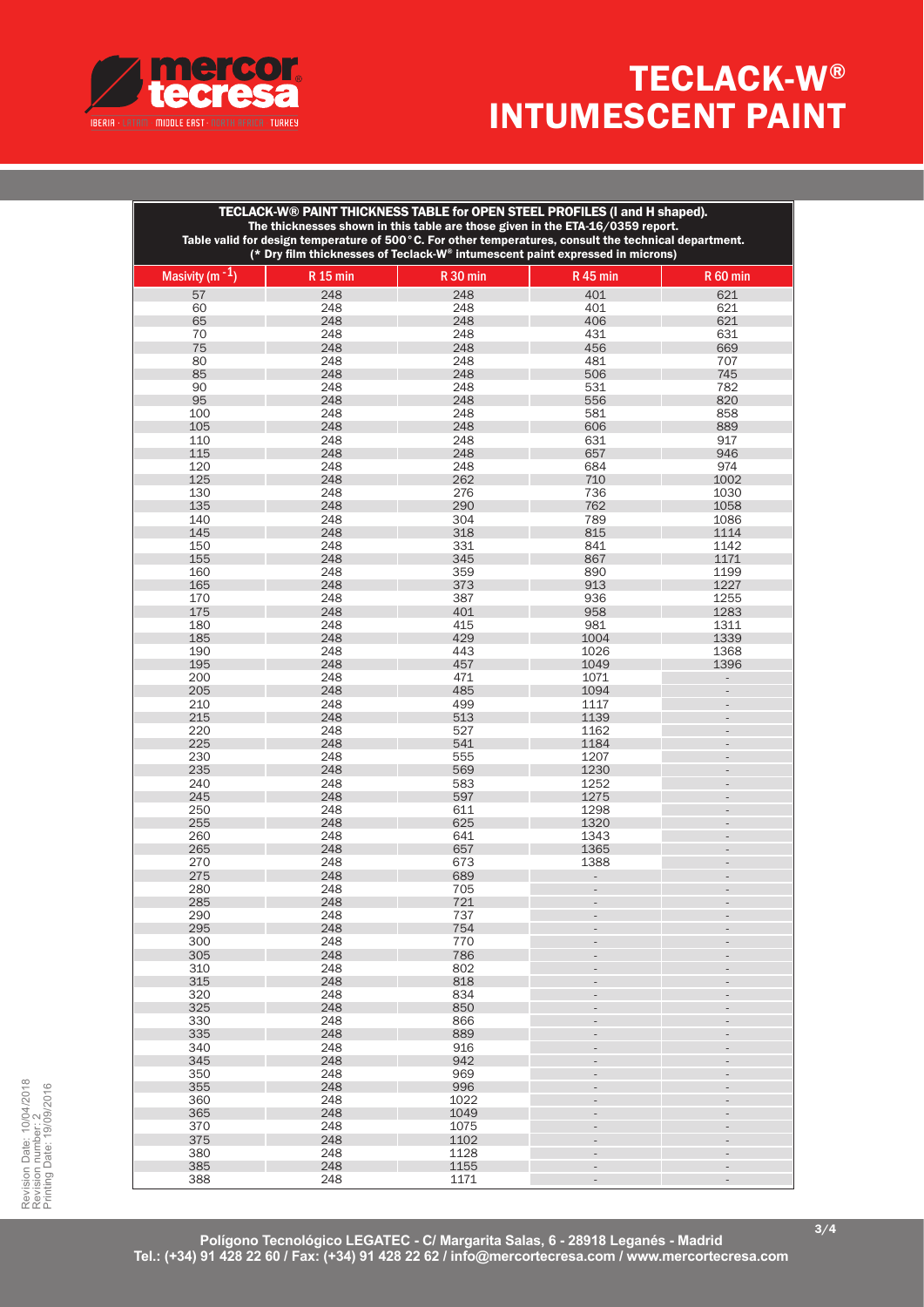# TECLACK-W® INTUMESCENT PAINT

**TECLACK-W® PAINT THICKNESS TABLE for OPEN STEEL PROFILES (I and H shaped).**
**The thicknesses shown in this table are those given in the ETA-16/0359 report.**
**Table valid for design temperature of 500°C. For other temperatures, consult the technical department.**
**(* Dry film thicknesses of Teclack-W® intumescent paint expressed in microns)**

| Masivity ($m^{-1}$) | R 15 min | R 30 min | R 45 min | R 60 min |
|---|---|---|---|---|
| 57 | 248 | 248 | 401 | 621 |
| 60 | 248 | 248 | 401 | 621 |
| 65 | 248 | 248 | 406 | 621 |
| 70 | 248 | 248 | 431 | 631 |
| 75 | 248 | 248 | 456 | 669 |
| 80 | 248 | 248 | 481 | 707 |
| 85 | 248 | 248 | 506 | 745 |
| 90 | 248 | 248 | 531 | 782 |
| 95 | 248 | 248 | 556 | 820 |
| 100 | 248 | 248 | 581 | 858 |
| 105 | 248 | 248 | 606 | 889 |
| 110 | 248 | 248 | 631 | 917 |
| 115 | 248 | 248 | 657 | 946 |
| 120 | 248 | 248 | 684 | 974 |
| 125 | 248 | 262 | 710 | 1002 |
| 130 | 248 | 276 | 736 | 1030 |
| 135 | 248 | 290 | 762 | 1058 |
| 140 | 248 | 304 | 789 | 1086 |
| 145 | 248 | 318 | 815 | 1114 |
| 150 | 248 | 331 | 841 | 1142 |
| 155 | 248 | 345 | 867 | 1171 |
| 160 | 248 | 359 | 890 | 1199 |
| 165 | 248 | 373 | 913 | 1227 |
| 170 | 248 | 387 | 936 | 1255 |
| 175 | 248 | 401 | 958 | 1283 |
| 180 | 248 | 415 | 981 | 1311 |
| 185 | 248 | 429 | 1004 | 1339 |
| 190 | 248 | 443 | 1026 | 1368 |
| 195 | 248 | 457 | 1049 | 1396 |
| 200 | 248 | 471 | 1071 | - |
| 205 | 248 | 485 | 1094 | - |
| 210 | 248 | 499 | 1117 | - |
| 215 | 248 | 513 | 1139 | - |
| 220 | 248 | 527 | 1162 | - |
| 225 | 248 | 541 | 1184 | - |
| 230 | 248 | 555 | 1207 | - |
| 235 | 248 | 569 | 1230 | - |
| 240 | 248 | 583 | 1252 | - |
| 245 | 248 | 597 | 1275 | - |
| 250 | 248 | 611 | 1298 | - |
| 255 | 248 | 625 | 1320 | - |
| 260 | 248 | 641 | 1343 | - |
| 265 | 248 | 657 | 1365 | - |
| 270 | 248 | 673 | 1388 | - |
| 275 | 248 | 689 | - | - |
| 280 | 248 | 705 | - | - |
| 285 | 248 | 721 | - | - |
| 290 | 248 | 737 | - | - |
| 295 | 248 | 754 | - | - |
| 300 | 248 | 770 | - | - |
| 305 | 248 | 786 | - | - |
| 310 | 248 | 802 | - | - |
| 315 | 248 | 818 | - | - |
| 320 | 248 | 834 | - | - |
| 325 | 248 | 850 | - | - |
| 330 | 248 | 866 | - | - |
| 335 | 248 | 889 | - | - |
| 340 | 248 | 916 | - | - |
| 345 | 248 | 942 | - | - |
| 350 | 248 | 969 | - | - |
| 355 | 248 | 996 | - | - |
| 360 | 248 | 1022 | - | - |
| 365 | 248 | 1049 | - | - |
| 370 | 248 | 1075 | - | - |
| 375 | 248 | 1102 | - | - |
| 380 | 248 | 1128 | - | - |
| 385 | 248 | 1155 | - | - |
| 388 | 248 | 1171 | - | - |

Revision Date: 10/04/2018
Revision number: 2
Printing Date: 19/09/2016

**Polígono Tecnológico LEGATEC - C/ Margarita Salas, 6 - 28918 Leganés - Madrid**
**Tel.: (+34) 91 428 22 60 / Fax: (+34) 91 428 22 62 / info@mercortecresa.com / www.mercortecresa.com**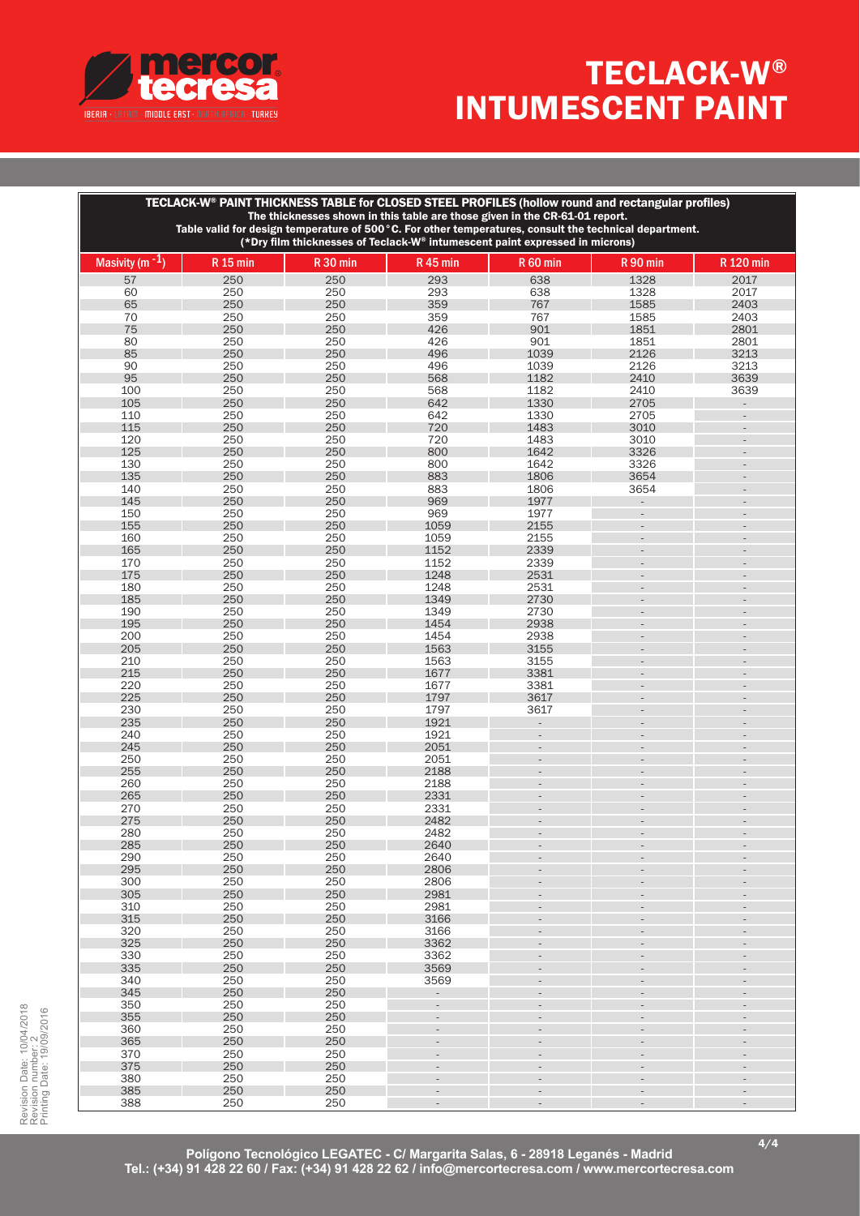# TECLACK-W® INTUMESCENT PAINT

**TECLACK-W® PAINT THICKNESS TABLE for CLOSED STEEL PROFILES (hollow round and rectangular profiles)**
**The thicknesses shown in this table are those given in the CR-61-01 report.**
**Table valid for design temperature of 500 °C. For other temperatures, consult the technical department.**
**(*Dry film thicknesses of Teclack-W® intumescent paint expressed in microns)**

| Masivity ($m^{-1}$) | R 15 min | R 30 min | R 45 min | R 60 min | R 90 min | R 120 min |
|---|---|---|---|---|---|---|
| 57 | 250 | 250 | 293 | 638 | 1328 | 2017 |
| 60 | 250 | 250 | 293 | 638 | 1328 | 2017 |
| 65 | 250 | 250 | 359 | 767 | 1585 | 2403 |
| 70 | 250 | 250 | 359 | 767 | 1585 | 2403 |
| 75 | 250 | 250 | 426 | 901 | 1851 | 2801 |
| 80 | 250 | 250 | 426 | 901 | 1851 | 2801 |
| 85 | 250 | 250 | 496 | 1039 | 2126 | 3213 |
| 90 | 250 | 250 | 496 | 1039 | 2126 | 3213 |
| 95 | 250 | 250 | 568 | 1182 | 2410 | 3639 |
| 100 | 250 | 250 | 568 | 1182 | 2410 | 3639 |
| 105 | 250 | 250 | 642 | 1330 | 2705 | - |
| 110 | 250 | 250 | 642 | 1330 | 2705 | - |
| 115 | 250 | 250 | 720 | 1483 | 3010 | - |
| 120 | 250 | 250 | 720 | 1483 | 3010 | - |
| 125 | 250 | 250 | 800 | 1642 | 3326 | - |
| 130 | 250 | 250 | 800 | 1642 | 3326 | - |
| 135 | 250 | 250 | 883 | 1806 | 3654 | - |
| 140 | 250 | 250 | 883 | 1806 | 3654 | - |
| 145 | 250 | 250 | 969 | 1977 | - | - |
| 150 | 250 | 250 | 969 | 1977 | - | - |
| 155 | 250 | 250 | 1059 | 2155 | - | - |
| 160 | 250 | 250 | 1059 | 2155 | - | - |
| 165 | 250 | 250 | 1152 | 2339 | - | - |
| 170 | 250 | 250 | 1152 | 2339 | - | - |
| 175 | 250 | 250 | 1248 | 2531 | - | - |
| 180 | 250 | 250 | 1248 | 2531 | - | - |
| 185 | 250 | 250 | 1349 | 2730 | - | - |
| 190 | 250 | 250 | 1349 | 2730 | - | - |
| 195 | 250 | 250 | 1454 | 2938 | - | - |
| 200 | 250 | 250 | 1454 | 2938 | - | - |
| 205 | 250 | 250 | 1563 | 3155 | - | - |
| 210 | 250 | 250 | 1563 | 3155 | - | - |
| 215 | 250 | 250 | 1677 | 3381 | - | - |
| 220 | 250 | 250 | 1677 | 3381 | - | - |
| 225 | 250 | 250 | 1797 | 3617 | - | - |
| 230 | 250 | 250 | 1797 | 3617 | - | - |
| 235 | 250 | 250 | 1921 | - | - | - |
| 240 | 250 | 250 | 1921 | - | - | - |
| 245 | 250 | 250 | 2051 | - | - | - |
| 250 | 250 | 250 | 2051 | - | - | - |
| 255 | 250 | 250 | 2188 | - | - | - |
| 260 | 250 | 250 | 2188 | - | - | - |
| 265 | 250 | 250 | 2331 | - | - | - |
| 270 | 250 | 250 | 2331 | - | - | - |
| 275 | 250 | 250 | 2482 | - | - | - |
| 280 | 250 | 250 | 2482 | - | - | - |
| 285 | 250 | 250 | 2640 | - | - | - |
| 290 | 250 | 250 | 2640 | - | - | - |
| 295 | 250 | 250 | 2806 | - | - | - |
| 300 | 250 | 250 | 2806 | - | - | - |
| 305 | 250 | 250 | 2981 | - | - | - |
| 310 | 250 | 250 | 2981 | - | - | - |
| 315 | 250 | 250 | 3166 | - | - | - |
| 320 | 250 | 250 | 3166 | - | - | - |
| 325 | 250 | 250 | 3362 | - | - | - |
| 330 | 250 | 250 | 3362 | - | - | - |
| 335 | 250 | 250 | 3569 | - | - | - |
| 340 | 250 | 250 | 3569 | - | - | - |
| 345 | 250 | 250 | - | - | - | - |
| 350 | 250 | 250 | - | - | - | - |
| 355 | 250 | 250 | - | - | - | - |
| 360 | 250 | 250 | - | - | - | - |
| 365 | 250 | 250 | - | - | - | - |
| 370 | 250 | 250 | - | - | - | - |
| 375 | 250 | 250 | - | - | - | - |
| 380 | 250 | 250 | - | - | - | - |
| 385 | 250 | 250 | - | - | - | - |
| 388 | 250 | 250 | - | - | - | - |

Revision Date: 10/04/2018
Revision number: 2
Printing Date: 19/09/2016

**Polígono Tecnológico LEGATEC - C/ Margarita Salas, 6 - 28918 Leganés - Madrid**
**Tel.: (+34) 91 428 22 60 / Fax: (+34) 91 428 22 62 / info@mercortecresa.com / www.mercortecresa.com**